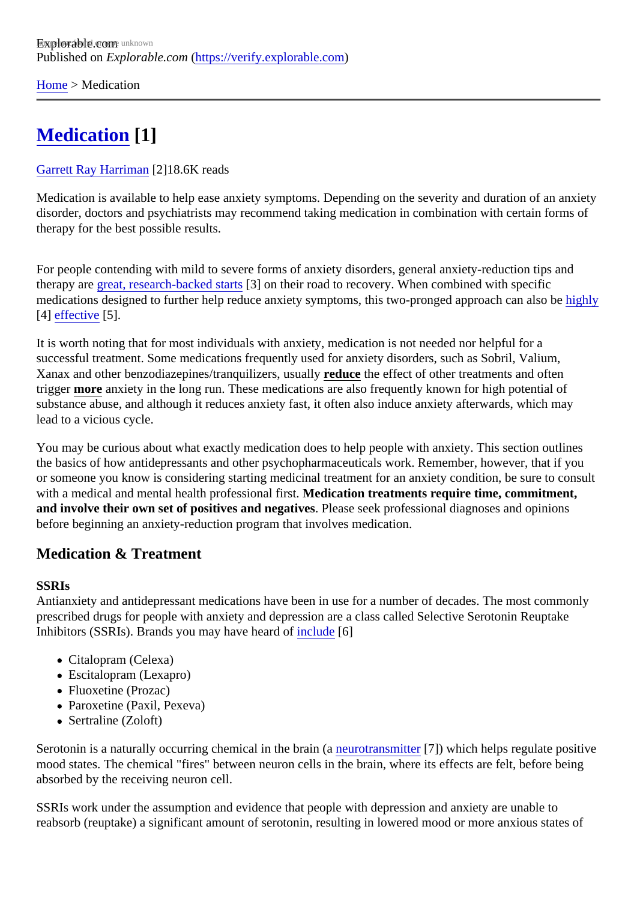Explorable.com
Published on *Explorable.com* (https://verify.explorable.com)

Home > Medication

# Medication [1]

Garrett Ray Harriman [2]18.6K reads

Medication is available to help ease anxiety symptoms. Depending on the severity and duration of an anxiety disorder, doctors and psychiatrists may recommend taking medication in combination with certain forms of therapy for the best possible results.

For people contending with mild to severe forms of anxiety disorders, general anxiety-reduction tips and therapy are great, research-backed starts [3] on their road to recovery. When combined with specific medications designed to further help reduce anxiety symptoms, this two-pronged approach can also be highly [4] effective [5].

It is worth noting that for most individuals with anxiety, medication is not needed nor helpful for a successful treatment. Some medications frequently used for anxiety disorders, such as Sobril, Valium, Xanax and other benzodiazepines/tranquilizers, usually **reduce** the effect of other treatments and often trigger **more** anxiety in the long run. These medications are also frequently known for high potential of substance abuse, and although it reduces anxiety fast, it often also induce anxiety afterwards, which may lead to a vicious cycle.

You may be curious about what exactly medication does to help people with anxiety. This section outlines the basics of how antidepressants and other psychopharmaceuticals work. Remember, however, that if you or someone you know is considering starting medicinal treatment for an anxiety condition, be sure to consult with a medical and mental health professional first. **Medication treatments require time, commitment, and involve their own set of positives and negatives**. Please seek professional diagnoses and opinions before beginning an anxiety-reduction program that involves medication.

## Medication & Treatment

**SSRIs**
Antianxiety and antidepressant medications have been in use for a number of decades. The most commonly prescribed drugs for people with anxiety and depression are a class called Selective Serotonin Reuptake Inhibitors (SSRIs). Brands you may have heard of include [6]

- Citalopram (Celexa)
- Escitalopram (Lexapro)
- Fluoxetine (Prozac)
- Paroxetine (Paxil, Pexeva)
- Sertraline (Zoloft)

Serotonin is a naturally occurring chemical in the brain (a neurotransmitter [7]) which helps regulate positive mood states. The chemical "fires" between neuron cells in the brain, where its effects are felt, before being absorbed by the receiving neuron cell.

SSRIs work under the assumption and evidence that people with depression and anxiety are unable to reabsorb (reuptake) a significant amount of serotonin, resulting in lowered mood or more anxious states of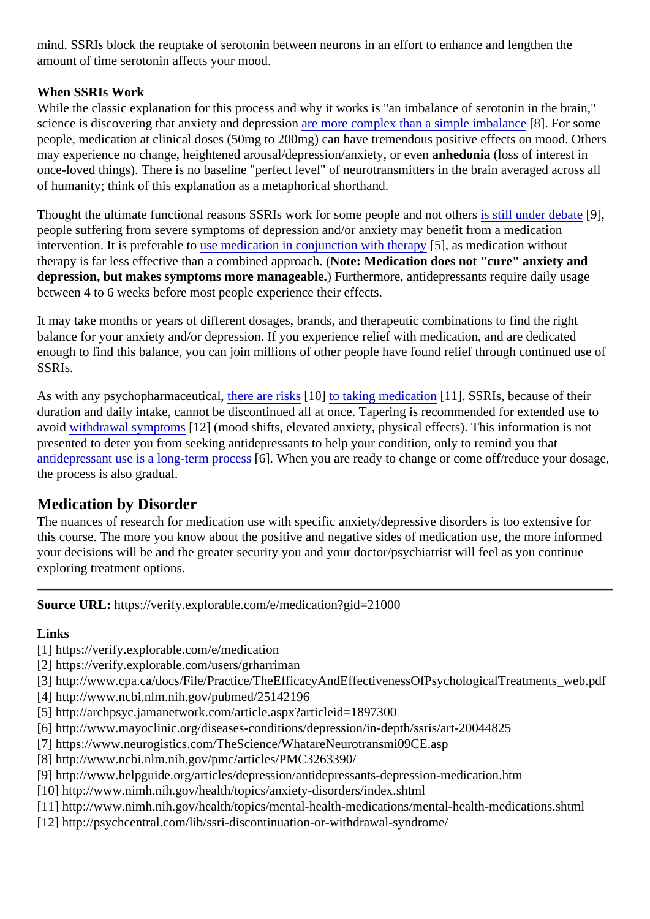mind. SSRIs block the reuptake of serotonin between neurons in an effort to enhance and lengthen the amount of time serotonin affects your mood.

**When SSRIs Work**

While the classic explanation for this process and why it works is "an imbalance of serotonin in the brain," science is discovering that anxiety and depression are more complex than a simple imbalance [8]. For some people, medication at clinical doses (50mg to 200mg) can have tremendous positive effects on mood. Others may experience no change, heightened arousal/depression/anxiety, or even **anhedonia** (loss of interest in once-loved things). There is no baseline "perfect level" of neurotransmitters in the brain averaged across all of humanity; think of this explanation as a metaphorical shorthand.

Thought the ultimate functional reasons SSRIs work for some people and not others is still under debate [9], people suffering from severe symptoms of depression and/or anxiety may benefit from a medication intervention. It is preferable to use medication in conjunction with therapy [5], as medication without therapy is far less effective than a combined approach. (**Note: Medication does not "cure" anxiety and depression, but makes symptoms more manageable.**) Furthermore, antidepressants require daily usage between 4 to 6 weeks before most people experience their effects.

It may take months or years of different dosages, brands, and therapeutic combinations to find the right balance for your anxiety and/or depression. If you experience relief with medication, and are dedicated enough to find this balance, you can join millions of other people have found relief through continued use of SSRIs.

As with any psychopharmaceutical, there are risks [10] to taking medication [11]. SSRIs, because of their duration and daily intake, cannot be discontinued all at once. Tapering is recommended for extended use to avoid withdrawal symptoms [12] (mood shifts, elevated anxiety, physical effects). This information is not presented to deter you from seeking antidepressants to help your condition, only to remind you that antidepressant use is a long-term process [6]. When you are ready to change or come off/reduce your dosage, the process is also gradual.

## Medication by Disorder

The nuances of research for medication use with specific anxiety/depressive disorders is too extensive for this course. The more you know about the positive and negative sides of medication use, the more informed your decisions will be and the greater security you and your doctor/psychiatrist will feel as you continue exploring treatment options.

---

**Source URL:** https://verify.explorable.com/e/medication?gid=21000

**Links**

[1] https://verify.explorable.com/e/medication
[2] https://verify.explorable.com/users/grharriman
[3] http://www.cpa.ca/docs/File/Practice/TheEfficacyAndEffectivenessOfPsychologicalTreatments_web.pdf
[4] http://www.ncbi.nlm.nih.gov/pubmed/25142196
[5] http://archpsyc.jamanetwork.com/article.aspx?articleid=1897300
[6] http://www.mayoclinic.org/diseases-conditions/depression/in-depth/ssris/art-20044825
[7] https://www.neurogistics.com/TheScience/WhatareNeurotransmi09CE.asp
[8] http://www.ncbi.nlm.nih.gov/pmc/articles/PMC3263390/
[9] http://www.helpguide.org/articles/depression/antidepressants-depression-medication.htm
[10] http://www.nimh.nih.gov/health/topics/anxiety-disorders/index.shtml
[11] http://www.nimh.nih.gov/health/topics/mental-health-medications/mental-health-medications.shtml
[12] http://psychcentral.com/lib/ssri-discontinuation-or-withdrawal-syndrome/